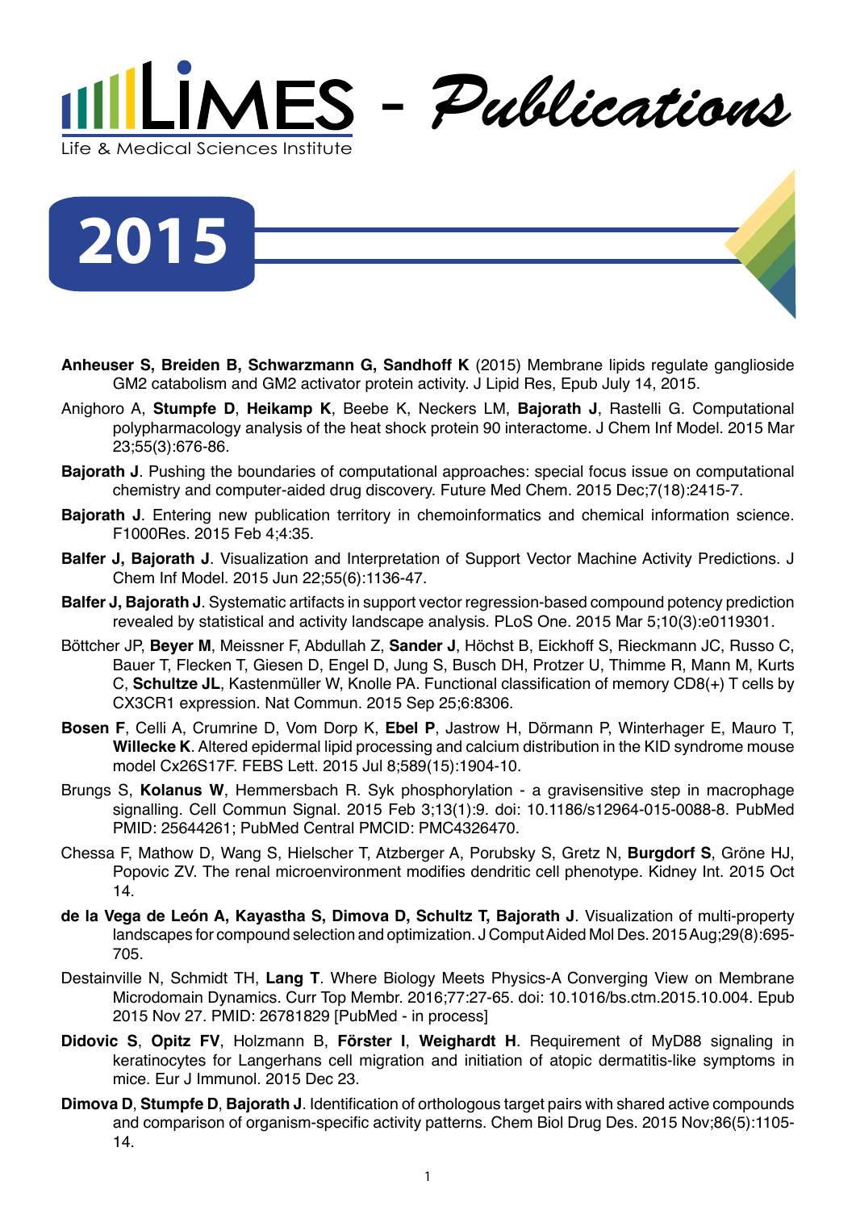# LIMES - *Publications*

Life & Medical Sciences Institute

## 2015

**Anheuser S, Breiden B, Schwarzmann G, Sandhoff K** (2015) Membrane lipids regulate ganglioside GM2 catabolism and GM2 activator protein activity. J Lipid Res, Epub July 14, 2015.

Anighoro A, **Stumpfe D**, **Heikamp K**, Beebe K, Neckers LM, **Bajorath J**, Rastelli G. Computational polypharmacology analysis of the heat shock protein 90 interactome. J Chem Inf Model. 2015 Mar 23;55(3):676-86.

**Bajorath J**. Pushing the boundaries of computational approaches: special focus issue on computational chemistry and computer-aided drug discovery. Future Med Chem. 2015 Dec;7(18):2415-7.

**Bajorath J**. Entering new publication territory in chemoinformatics and chemical information science. F1000Res. 2015 Feb 4;4:35.

**Balfer J, Bajorath J**. Visualization and Interpretation of Support Vector Machine Activity Predictions. J Chem Inf Model. 2015 Jun 22;55(6):1136-47.

**Balfer J, Bajorath J**. Systematic artifacts in support vector regression-based compound potency prediction revealed by statistical and activity landscape analysis. PLoS One. 2015 Mar 5;10(3):e0119301.

Böttcher JP, **Beyer M**, Meissner F, Abdullah Z, **Sander J**, Höchst B, Eickhoff S, Rieckmann JC, Russo C, Bauer T, Flecken T, Giesen D, Engel D, Jung S, Busch DH, Protzer U, Thimme R, Mann M, Kurts C, **Schultze JL**, Kastenmüller W, Knolle PA. Functional classification of memory CD8(+) T cells by CX3CR1 expression. Nat Commun. 2015 Sep 25;6:8306.

**Bosen F**, Celli A, Crumrine D, Vom Dorp K, **Ebel P**, Jastrow H, Dörmann P, Winterhager E, Mauro T, **Willecke K**. Altered epidermal lipid processing and calcium distribution in the KID syndrome mouse model Cx26S17F. FEBS Lett. 2015 Jul 8;589(15):1904-10.

Brungs S, **Kolanus W**, Hemmersbach R. Syk phosphorylation - a gravisensitive step in macrophage signalling. Cell Commun Signal. 2015 Feb 3;13(1):9. doi: 10.1186/s12964-015-0088-8. PubMed PMID: 25644261; PubMed Central PMCID: PMC4326470.

Chessa F, Mathow D, Wang S, Hielscher T, Atzberger A, Porubsky S, Gretz N, **Burgdorf S**, Gröne HJ, Popovic ZV. The renal microenvironment modifies dendritic cell phenotype. Kidney Int. 2015 Oct 14.

**de la Vega de León A, Kayastha S, Dimova D, Schultz T, Bajorath J**. Visualization of multi-property landscapes for compound selection and optimization. J Comput Aided Mol Des. 2015 Aug;29(8):695-705.

Destainville N, Schmidt TH, **Lang T**. Where Biology Meets Physics-A Converging View on Membrane Microdomain Dynamics. Curr Top Membr. 2016;77:27-65. doi: 10.1016/bs.ctm.2015.10.004. Epub 2015 Nov 27. PMID: 26781829 [PubMed - in process]

**Didovic S**, **Opitz FV**, Holzmann B, **Förster I**, **Weighardt H**. Requirement of MyD88 signaling in keratinocytes for Langerhans cell migration and initiation of atopic dermatitis-like symptoms in mice. Eur J Immunol. 2015 Dec 23.

**Dimova D**, **Stumpfe D**, **Bajorath J**. Identification of orthologous target pairs with shared active compounds and comparison of organism-specific activity patterns. Chem Biol Drug Des. 2015 Nov;86(5):1105-14.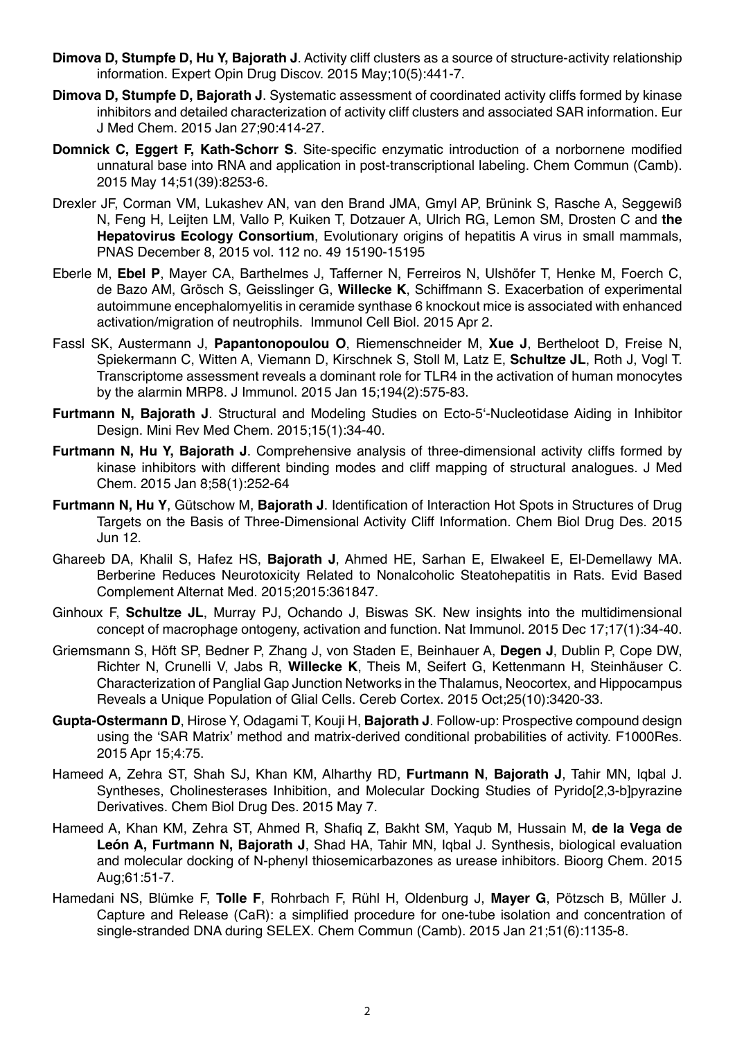**Dimova D, Stumpfe D, Hu Y, Bajorath J**. Activity cliff clusters as a source of structure-activity relationship information. Expert Opin Drug Discov. 2015 May;10(5):441-7.

**Dimova D, Stumpfe D, Bajorath J**. Systematic assessment of coordinated activity cliffs formed by kinase inhibitors and detailed characterization of activity cliff clusters and associated SAR information. Eur J Med Chem. 2015 Jan 27;90:414-27.

**Domnick C, Eggert F, Kath-Schorr S**. Site-specific enzymatic introduction of a norbornene modified unnatural base into RNA and application in post-transcriptional labeling. Chem Commun (Camb). 2015 May 14;51(39):8253-6.

Drexler JF, Corman VM, Lukashev AN, van den Brand JMA, Gmyl AP, Brünink S, Rasche A, Seggewiß N, Feng H, Leijten LM, Vallo P, Kuiken T, Dotzauer A, Ulrich RG, Lemon SM, Drosten C and **the Hepatovirus Ecology Consortium**, Evolutionary origins of hepatitis A virus in small mammals, PNAS December 8, 2015 vol. 112 no. 49 15190-15195

Eberle M, **Ebel P**, Mayer CA, Barthelmes J, Tafferner N, Ferreiros N, Ulshöfer T, Henke M, Foerch C, de Bazo AM, Grösch S, Geisslinger G, **Willecke K**, Schiffmann S. Exacerbation of experimental autoimmune encephalomyelitis in ceramide synthase 6 knockout mice is associated with enhanced activation/migration of neutrophils. Immunol Cell Biol. 2015 Apr 2.

Fassl SK, Austermann J, **Papantonopoulou O**, Riemenschneider M, **Xue J**, Bertheloot D, Freise N, Spiekermann C, Witten A, Viemann D, Kirschnek S, Stoll M, Latz E, **Schultze JL**, Roth J, Vogl T. Transcriptome assessment reveals a dominant role for TLR4 in the activation of human monocytes by the alarmin MRP8. J Immunol. 2015 Jan 15;194(2):575-83.

**Furtmann N, Bajorath J**. Structural and Modeling Studies on Ecto-5'-Nucleotidase Aiding in Inhibitor Design. Mini Rev Med Chem. 2015;15(1):34-40.

**Furtmann N, Hu Y, Bajorath J**. Comprehensive analysis of three-dimensional activity cliffs formed by kinase inhibitors with different binding modes and cliff mapping of structural analogues. J Med Chem. 2015 Jan 8;58(1):252-64

**Furtmann N, Hu Y**, Gütschow M, **Bajorath J**. Identification of Interaction Hot Spots in Structures of Drug Targets on the Basis of Three-Dimensional Activity Cliff Information. Chem Biol Drug Des. 2015 Jun 12.

Ghareeb DA, Khalil S, Hafez HS, **Bajorath J**, Ahmed HE, Sarhan E, Elwakeel E, El-Demellawy MA. Berberine Reduces Neurotoxicity Related to Nonalcoholic Steatohepatitis in Rats. Evid Based Complement Alternat Med. 2015;2015:361847.

Ginhoux F, **Schultze JL**, Murray PJ, Ochando J, Biswas SK. New insights into the multidimensional concept of macrophage ontogeny, activation and function. Nat Immunol. 2015 Dec 17;17(1):34-40.

Griemsmann S, Höft SP, Bedner P, Zhang J, von Staden E, Beinhauer A, **Degen J**, Dublin P, Cope DW, Richter N, Crunelli V, Jabs R, **Willecke K**, Theis M, Seifert G, Kettenmann H, Steinhäuser C. Characterization of Panglial Gap Junction Networks in the Thalamus, Neocortex, and Hippocampus Reveals a Unique Population of Glial Cells. Cereb Cortex. 2015 Oct;25(10):3420-33.

**Gupta-Ostermann D**, Hirose Y, Odagami T, Kouji H, **Bajorath J**. Follow-up: Prospective compound design using the 'SAR Matrix' method and matrix-derived conditional probabilities of activity. F1000Res. 2015 Apr 15;4:75.

Hameed A, Zehra ST, Shah SJ, Khan KM, Alharthy RD, **Furtmann N**, **Bajorath J**, Tahir MN, Iqbal J. Syntheses, Cholinesterases Inhibition, and Molecular Docking Studies of Pyrido[2,3-b]pyrazine Derivatives. Chem Biol Drug Des. 2015 May 7.

Hameed A, Khan KM, Zehra ST, Ahmed R, Shafiq Z, Bakht SM, Yaqub M, Hussain M, **de la Vega de León A, Furtmann N, Bajorath J**, Shad HA, Tahir MN, Iqbal J. Synthesis, biological evaluation and molecular docking of N-phenyl thiosemicarbazones as urease inhibitors. Bioorg Chem. 2015 Aug;61:51-7.

Hamedani NS, Blümke F, **Tolle F**, Rohrbach F, Rühl H, Oldenburg J, **Mayer G**, Pötzsch B, Müller J. Capture and Release (CaR): a simplified procedure for one-tube isolation and concentration of single-stranded DNA during SELEX. Chem Commun (Camb). 2015 Jan 21;51(6):1135-8.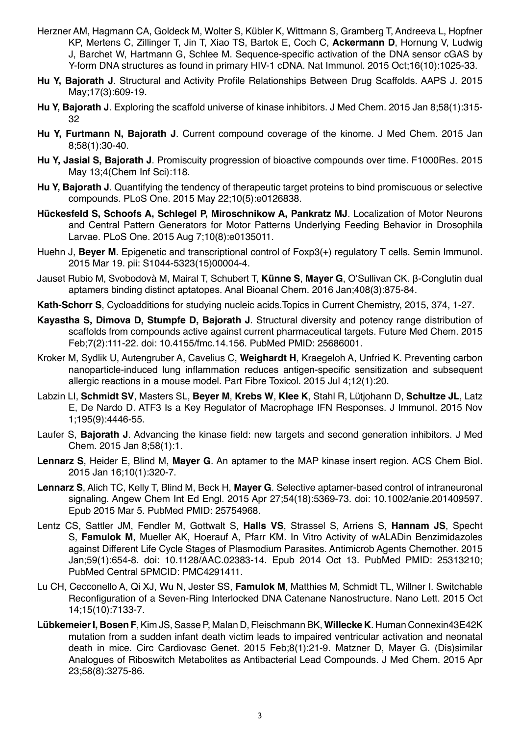Herzner AM, Hagmann CA, Goldeck M, Wolter S, Kübler K, Wittmann S, Gramberg T, Andreeva L, Hopfner KP, Mertens C, Zillinger T, Jin T, Xiao TS, Bartok E, Coch C, **Ackermann D**, Hornung V, Ludwig J, Barchet W, Hartmann G, Schlee M. Sequence-specific activation of the DNA sensor cGAS by Y-form DNA structures as found in primary HIV-1 cDNA. Nat Immunol. 2015 Oct;16(10):1025-33.

**Hu Y, Bajorath J**. Structural and Activity Profile Relationships Between Drug Scaffolds. AAPS J. 2015 May;17(3):609-19.

**Hu Y, Bajorath J**. Exploring the scaffold universe of kinase inhibitors. J Med Chem. 2015 Jan 8;58(1):315-32

**Hu Y, Furtmann N, Bajorath J**. Current compound coverage of the kinome. J Med Chem. 2015 Jan 8;58(1):30-40.

**Hu Y, Jasial S, Bajorath J**. Promiscuity progression of bioactive compounds over time. F1000Res. 2015 May 13;4(Chem Inf Sci):118.

**Hu Y, Bajorath J**. Quantifying the tendency of therapeutic target proteins to bind promiscuous or selective compounds. PLoS One. 2015 May 22;10(5):e0126838.

**Hückesfeld S, Schoofs A, Schlegel P, Miroschnikow A, Pankratz MJ**. Localization of Motor Neurons and Central Pattern Generators for Motor Patterns Underlying Feeding Behavior in Drosophila Larvae. PLoS One. 2015 Aug 7;10(8):e0135011.

Huehn J, **Beyer M**. Epigenetic and transcriptional control of Foxp3(+) regulatory T cells. Semin Immunol. 2015 Mar 19. pii: S1044-5323(15)00004-4.

Jauset Rubio M, Svobodovà M, Mairal T, Schubert T, **Künne S**, **Mayer G**, O'Sullivan CK. β-Conglutin dual aptamers binding distinct aptatopes. Anal Bioanal Chem. 2016 Jan;408(3):875-84.

**Kath-Schorr S**, Cycloadditions for studying nucleic acids.Topics in Current Chemistry, 2015, 374, 1-27.

**Kayastha S, Dimova D, Stumpfe D, Bajorath J**. Structural diversity and potency range distribution of scaffolds from compounds active against current pharmaceutical targets. Future Med Chem. 2015 Feb;7(2):111-22. doi: 10.4155/fmc.14.156. PubMed PMID: 25686001.

Kroker M, Sydlik U, Autengruber A, Cavelius C, **Weighardt H**, Kraegeloh A, Unfried K. Preventing carbon nanoparticle-induced lung inflammation reduces antigen-specific sensitization and subsequent allergic reactions in a mouse model. Part Fibre Toxicol. 2015 Jul 4;12(1):20.

Labzin LI, **Schmidt SV**, Masters SL, **Beyer M**, **Krebs W**, **Klee K**, Stahl R, Lütjohann D, **Schultze JL**, Latz E, De Nardo D. ATF3 Is a Key Regulator of Macrophage IFN Responses. J Immunol. 2015 Nov 1;195(9):4446-55.

Laufer S, **Bajorath J**. Advancing the kinase field: new targets and second generation inhibitors. J Med Chem. 2015 Jan 8;58(1):1.

**Lennarz S**, Heider E, Blind M, **Mayer G**. An aptamer to the MAP kinase insert region. ACS Chem Biol. 2015 Jan 16;10(1):320-7.

**Lennarz S**, Alich TC, Kelly T, Blind M, Beck H, **Mayer G**. Selective aptamer-based control of intraneuronal signaling. Angew Chem Int Ed Engl. 2015 Apr 27;54(18):5369-73. doi: 10.1002/anie.201409597. Epub 2015 Mar 5. PubMed PMID: 25754968.

Lentz CS, Sattler JM, Fendler M, Gottwalt S, **Halls VS**, Strassel S, Arriens S, **Hannam JS**, Specht S, **Famulok M**, Mueller AK, Hoerauf A, Pfarr KM. In Vitro Activity of wALADin Benzimidazoles against Different Life Cycle Stages of Plasmodium Parasites. Antimicrob Agents Chemother. 2015 Jan;59(1):654-8. doi: 10.1128/AAC.02383-14. Epub 2014 Oct 13. PubMed PMID: 25313210; PubMed Central 5PMCID: PMC4291411.

Lu CH, Cecconello A, Qi XJ, Wu N, Jester SS, **Famulok M**, Matthies M, Schmidt TL, Willner I. Switchable Reconfiguration of a Seven-Ring Interlocked DNA Catenane Nanostructure. Nano Lett. 2015 Oct 14;15(10):7133-7.

**Lübkemeier I, Bosen F**, Kim JS, Sasse P, Malan D, Fleischmann BK, **Willecke K**. Human Connexin43E42K mutation from a sudden infant death victim leads to impaired ventricular activation and neonatal death in mice. Circ Cardiovasc Genet. 2015 Feb;8(1):21-9. Matzner D, Mayer G. (Dis)similar Analogues of Riboswitch Metabolites as Antibacterial Lead Compounds. J Med Chem. 2015 Apr 23;58(8):3275-86.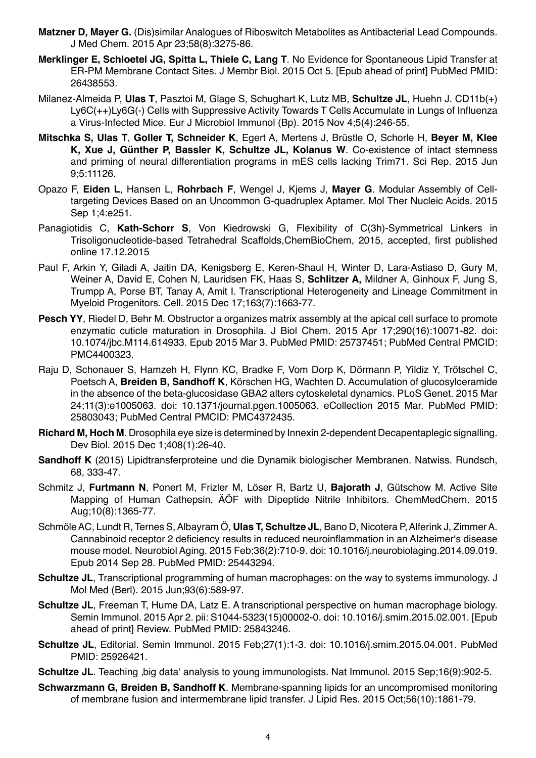**Matzner D, Mayer G.** (Dis)similar Analogues of Riboswitch Metabolites as Antibacterial Lead Compounds. J Med Chem. 2015 Apr 23;58(8):3275-86.

**Merklinger E, Schloetel JG, Spitta L, Thiele C, Lang T**. No Evidence for Spontaneous Lipid Transfer at ER-PM Membrane Contact Sites. J Membr Biol. 2015 Oct 5. [Epub ahead of print] PubMed PMID: 26438553.

Milanez-Almeida P, **Ulas T**, Pasztoi M, Glage S, Schughart K, Lutz MB, **Schultze JL**, Huehn J. CD11b(+) Ly6C(++)Ly6G(-) Cells with Suppressive Activity Towards T Cells Accumulate in Lungs of Influenza a Virus-Infected Mice. Eur J Microbiol Immunol (Bp). 2015 Nov 4;5(4):246-55.

**Mitschka S, Ulas T**, **Goller T, Schneider K**, Egert A, Mertens J, Brüstle O, Schorle H, **Beyer M, Klee K, Xue J, Günther P, Bassler K, Schultze JL, Kolanus W**. Co-existence of intact stemness and priming of neural differentiation programs in mES cells lacking Trim71. Sci Rep. 2015 Jun 9;5:11126.

Opazo F, **Eiden L**, Hansen L, **Rohrbach F**, Wengel J, Kjems J, **Mayer G**. Modular Assembly of Cell-targeting Devices Based on an Uncommon G-quadruplex Aptamer. Mol Ther Nucleic Acids. 2015 Sep 1;4:e251.

Panagiotidis C, **Kath-Schorr S**, Von Kiedrowski G, Flexibility of C(3h)-Symmetrical Linkers in Trisoligonucleotide-based Tetrahedral Scaffolds,ChemBioChem, 2015, accepted, first published online 17.12.2015

Paul F, Arkin Y, Giladi A, Jaitin DA, Kenigsberg E, Keren-Shaul H, Winter D, Lara-Astiaso D, Gury M, Weiner A, David E, Cohen N, Lauridsen FK, Haas S, **Schlitzer A,** Mildner A, Ginhoux F, Jung S, Trumpp A, Porse BT, Tanay A, Amit I. Transcriptional Heterogeneity and Lineage Commitment in Myeloid Progenitors. Cell. 2015 Dec 17;163(7):1663-77.

**Pesch YY**, Riedel D, Behr M. Obstructor a organizes matrix assembly at the apical cell surface to promote enzymatic cuticle maturation in Drosophila. J Biol Chem. 2015 Apr 17;290(16):10071-82. doi: 10.1074/jbc.M114.614933. Epub 2015 Mar 3. PubMed PMID: 25737451; PubMed Central PMCID: PMC4400323.

Raju D, Schonauer S, Hamzeh H, Flynn KC, Bradke F, Vom Dorp K, Dörmann P, Yildiz Y, Trötschel C, Poetsch A, **Breiden B, Sandhoff K**, Körschen HG, Wachten D. Accumulation of glucosylceramide in the absence of the beta-glucosidase GBA2 alters cytoskeletal dynamics. PLoS Genet. 2015 Mar 24;11(3):e1005063. doi: 10.1371/journal.pgen.1005063. eCollection 2015 Mar. PubMed PMID: 25803043; PubMed Central PMCID: PMC4372435.

**Richard M, Hoch M**. Drosophila eye size is determined by Innexin 2-dependent Decapentaplegic signalling. Dev Biol. 2015 Dec 1;408(1):26-40.

**Sandhoff K** (2015) Lipidtransferproteine und die Dynamik biologischer Membranen. Natwiss. Rundsch, 68, 333-47.

Schmitz J, **Furtmann N**, Ponert M, Frizler M, Löser R, Bartz U, **Bajorath J**, Gütschow M. Active Site Mapping of Human Cathepsin, ÄÖF with Dipeptide Nitrile Inhibitors. ChemMedChem. 2015 Aug;10(8):1365-77.

Schmöle AC, Lundt R, Ternes S, Albayram Ö, **Ulas T, Schultze JL**, Bano D, Nicotera P, Alferink J, Zimmer A. Cannabinoid receptor 2 deficiency results in reduced neuroinflammation in an Alzheimer's disease mouse model. Neurobiol Aging. 2015 Feb;36(2):710-9. doi: 10.1016/j.neurobiolaging.2014.09.019. Epub 2014 Sep 28. PubMed PMID: 25443294.

**Schultze JL**, Transcriptional programming of human macrophages: on the way to systems immunology. J Mol Med (Berl). 2015 Jun;93(6):589-97.

**Schultze JL**, Freeman T, Hume DA, Latz E. A transcriptional perspective on human macrophage biology. Semin Immunol. 2015 Apr 2. pii: S1044-5323(15)00002-0. doi: 10.1016/j.smim.2015.02.001. [Epub ahead of print] Review. PubMed PMID: 25843246.

**Schultze JL**, Editorial. Semin Immunol. 2015 Feb;27(1):1-3. doi: 10.1016/j.smim.2015.04.001. PubMed PMID: 25926421.

**Schultze JL**. Teaching ‚big data' analysis to young immunologists. Nat Immunol. 2015 Sep;16(9):902-5.

**Schwarzmann G, Breiden B, Sandhoff K**. Membrane-spanning lipids for an uncompromised monitoring of membrane fusion and intermembrane lipid transfer. J Lipid Res. 2015 Oct;56(10):1861-79.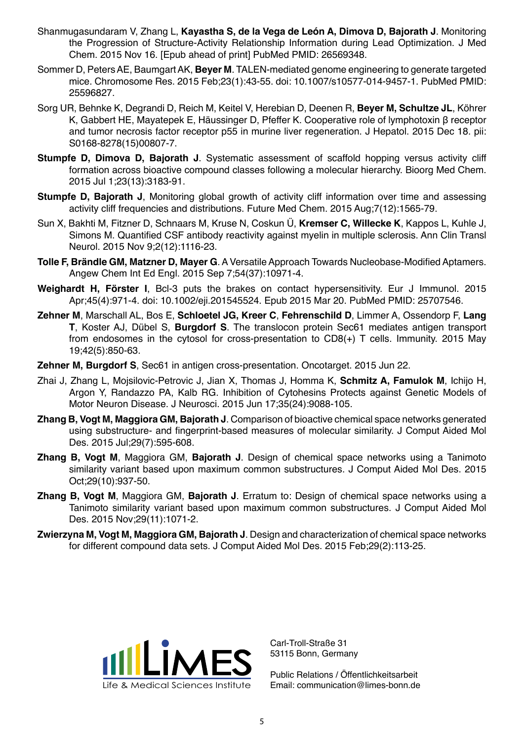Shanmugasundaram V, Zhang L, **Kayastha S, de la Vega de León A, Dimova D, Bajorath J**. Monitoring the Progression of Structure-Activity Relationship Information during Lead Optimization. J Med Chem. 2015 Nov 16. [Epub ahead of print] PubMed PMID: 26569348.

Sommer D, Peters AE, Baumgart AK, **Beyer M**. TALEN-mediated genome engineering to generate targeted mice. Chromosome Res. 2015 Feb;23(1):43-55. doi: 10.1007/s10577-014-9457-1. PubMed PMID: 25596827.

Sorg UR, Behnke K, Degrandi D, Reich M, Keitel V, Herebian D, Deenen R, **Beyer M, Schultze JL**, Köhrer K, Gabbert HE, Mayatepek E, Häussinger D, Pfeffer K. Cooperative role of lymphotoxin β receptor and tumor necrosis factor receptor p55 in murine liver regeneration. J Hepatol. 2015 Dec 18. pii: S0168-8278(15)00807-7.

**Stumpfe D, Dimova D, Bajorath J**. Systematic assessment of scaffold hopping versus activity cliff formation across bioactive compound classes following a molecular hierarchy. Bioorg Med Chem. 2015 Jul 1;23(13):3183-91.

**Stumpfe D, Bajorath J**, Monitoring global growth of activity cliff information over time and assessing activity cliff frequencies and distributions. Future Med Chem. 2015 Aug;7(12):1565-79.

Sun X, Bakhti M, Fitzner D, Schnaars M, Kruse N, Coskun Ü, **Kremser C, Willecke K**, Kappos L, Kuhle J, Simons M. Quantified CSF antibody reactivity against myelin in multiple sclerosis. Ann Clin Transl Neurol. 2015 Nov 9;2(12):1116-23.

**Tolle F, Brändle GM, Matzner D, Mayer G**. A Versatile Approach Towards Nucleobase-Modified Aptamers. Angew Chem Int Ed Engl. 2015 Sep 7;54(37):10971-4.

**Weighardt H, Förster I**, Bcl-3 puts the brakes on contact hypersensitivity. Eur J Immunol. 2015 Apr;45(4):971-4. doi: 10.1002/eji.201545524. Epub 2015 Mar 20. PubMed PMID: 25707546.

**Zehner M**, Marschall AL, Bos E, **Schloetel JG, Kreer C**, **Fehrenschild D**, Limmer A, Ossendorp F, **Lang T**, Koster AJ, Dübel S, **Burgdorf S**. The translocon protein Sec61 mediates antigen transport from endosomes in the cytosol for cross-presentation to CD8(+) T cells. Immunity. 2015 May 19;42(5):850-63.

**Zehner M, Burgdorf S**, Sec61 in antigen cross-presentation. Oncotarget. 2015 Jun 22.

Zhai J, Zhang L, Mojsilovic-Petrovic J, Jian X, Thomas J, Homma K, **Schmitz A, Famulok M**, Ichijo H, Argon Y, Randazzo PA, Kalb RG. Inhibition of Cytohesins Protects against Genetic Models of Motor Neuron Disease. J Neurosci. 2015 Jun 17;35(24):9088-105.

**Zhang B, Vogt M, Maggiora GM, Bajorath J**. Comparison of bioactive chemical space networks generated using substructure- and fingerprint-based measures of molecular similarity. J Comput Aided Mol Des. 2015 Jul;29(7):595-608.

**Zhang B, Vogt M**, Maggiora GM, **Bajorath J**. Design of chemical space networks using a Tanimoto similarity variant based upon maximum common substructures. J Comput Aided Mol Des. 2015 Oct;29(10):937-50.

**Zhang B, Vogt M**, Maggiora GM, **Bajorath J**. Erratum to: Design of chemical space networks using a Tanimoto similarity variant based upon maximum common substructures. J Comput Aided Mol Des. 2015 Nov;29(11):1071-2.

**Zwierzyna M, Vogt M, Maggiora GM, Bajorath J**. Design and characterization of chemical space networks for different compound data sets. J Comput Aided Mol Des. 2015 Feb;29(2):113-25.

LIMES
Life & Medical Sciences Institute

Carl-Troll-Straße 31
53115 Bonn, Germany

Public Relations / Öffentlichkeitsarbeit
Email: communication@limes-bonn.de